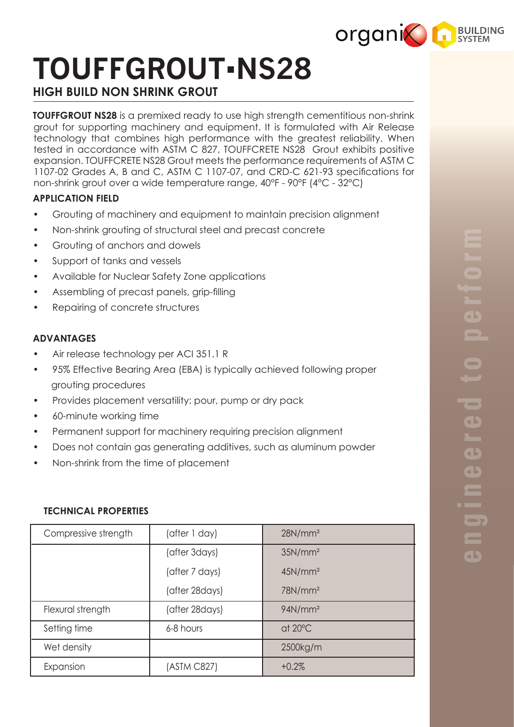# TOUFFGROUT-NS28

## HIGH BUILD NON SHRINK GROUT

**TOUFFGROUT NS28** is a premixed ready to use high strength cementitious non-shrink grout for supporting machinery and equipment. It is formulated with Air Release technology that combines high performance with the greatest reliability. When tested in accordance with ASTM C 827, TOUFFCRETE NS28 Grout exhibits positive expansion. TOUFFCRETE NS28 Grout meets the performance requirements of ASTM C 1107-02 Grades A, B and C, ASTM C 1107-07, and CRD-C 621-93 specifications for non-shrink grout over a wide temperature range, 40°F - 90°F (4°C - 32°C)

### APPLICATION FIELD

- Grouting of machinery and equipment to maintain precision alignment
- Non-shrink grouting of structural steel and precast concrete
- Grouting of anchors and dowels
- Support of tanks and vessels
- Available for Nuclear Safety Zone applications
- Assembling of precast panels, grip-filling
- Repairing of concrete structures

### ADVANTAGES

- Air release technology per ACI 351.1 R
- 95% Effective Bearing Area (EBA) is typically achieved following proper grouting procedures
- Provides placement versatility: pour, pump or dry pack
- 60-minute working time
- Permanent support for machinery requiring precision alignment
- Does not contain gas generating additives, such as aluminum powder
- Non-shrink from the time of placement

### TECHNICAL PROPERTIES

| | | |
|---|---|---|
| Compressive strength | (after 1 day) | 28N/mm² |
| | (after 3days) | 35N/mm² |
| | (after 7 days) | 45N/mm² |
| | (after 28days) | 78N/mm² |
| Flexural strength | (after 28days) | 94N/mm² |
| Setting time | 6-8 hours | at 20°C |
| Wet density | | 2500kg/m |
| Expansion | (ASTM C827) | +0.2% |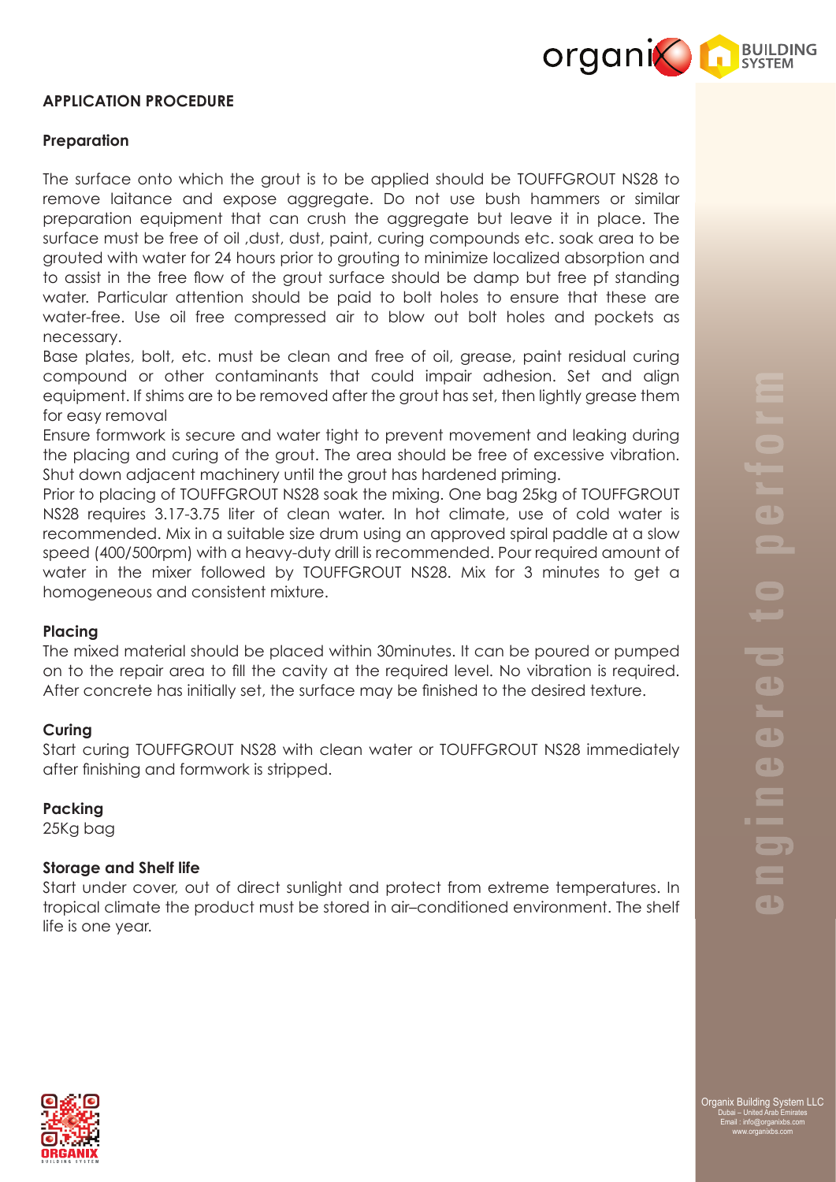## APPLICATION PROCEDURE

### Preparation

The surface onto which the grout is to be applied should be TOUFFGROUT NS28 to remove laitance and expose aggregate. Do not use bush hammers or similar preparation equipment that can crush the aggregate but leave it in place. The surface must be free of oil ,dust, dust, paint, curing compounds etc. soak area to be grouted with water for 24 hours prior to grouting to minimize localized absorption and to assist in the free flow of the grout surface should be damp but free pf standing water. Particular attention should be paid to bolt holes to ensure that these are water-free. Use oil free compressed air to blow out bolt holes and pockets as necessary.
Base plates, bolt, etc. must be clean and free of oil, grease, paint residual curing compound or other contaminants that could impair adhesion. Set and align equipment. If shims are to be removed after the grout has set, then lightly grease them for easy removal
Ensure formwork is secure and water tight to prevent movement and leaking during the placing and curing of the grout. The area should be free of excessive vibration. Shut down adjacent machinery until the grout has hardened priming.
Prior to placing of TOUFFGROUT NS28 soak the mixing. One bag 25kg of TOUFFGROUT NS28 requires 3.17-3.75 liter of clean water. In hot climate, use of cold water is recommended. Mix in a suitable size drum using an approved spiral paddle at a slow speed (400/500rpm) with a heavy-duty drill is recommended. Pour required amount of water in the mixer followed by TOUFFGROUT NS28. Mix for 3 minutes to get a homogeneous and consistent mixture.

### Placing

The mixed material should be placed within 30minutes. It can be poured or pumped on to the repair area to fill the cavity at the required level. No vibration is required. After concrete has initially set, the surface may be finished to the desired texture.

### Curing

Start curing TOUFFGROUT NS28 with clean water or TOUFFGROUT NS28 immediately after finishing and formwork is stripped.

### Packing

25Kg bag

### Storage and Shelf life

Start under cover, out of direct sunlight and protect from extreme temperatures. In tropical climate the product must be stored in air–conditioned environment. The shelf life is one year.

engineered to perform

Organix Building System LLC
Dubai – United Arab Emirates
Email : info@organixbs.com
www.organixbs.com